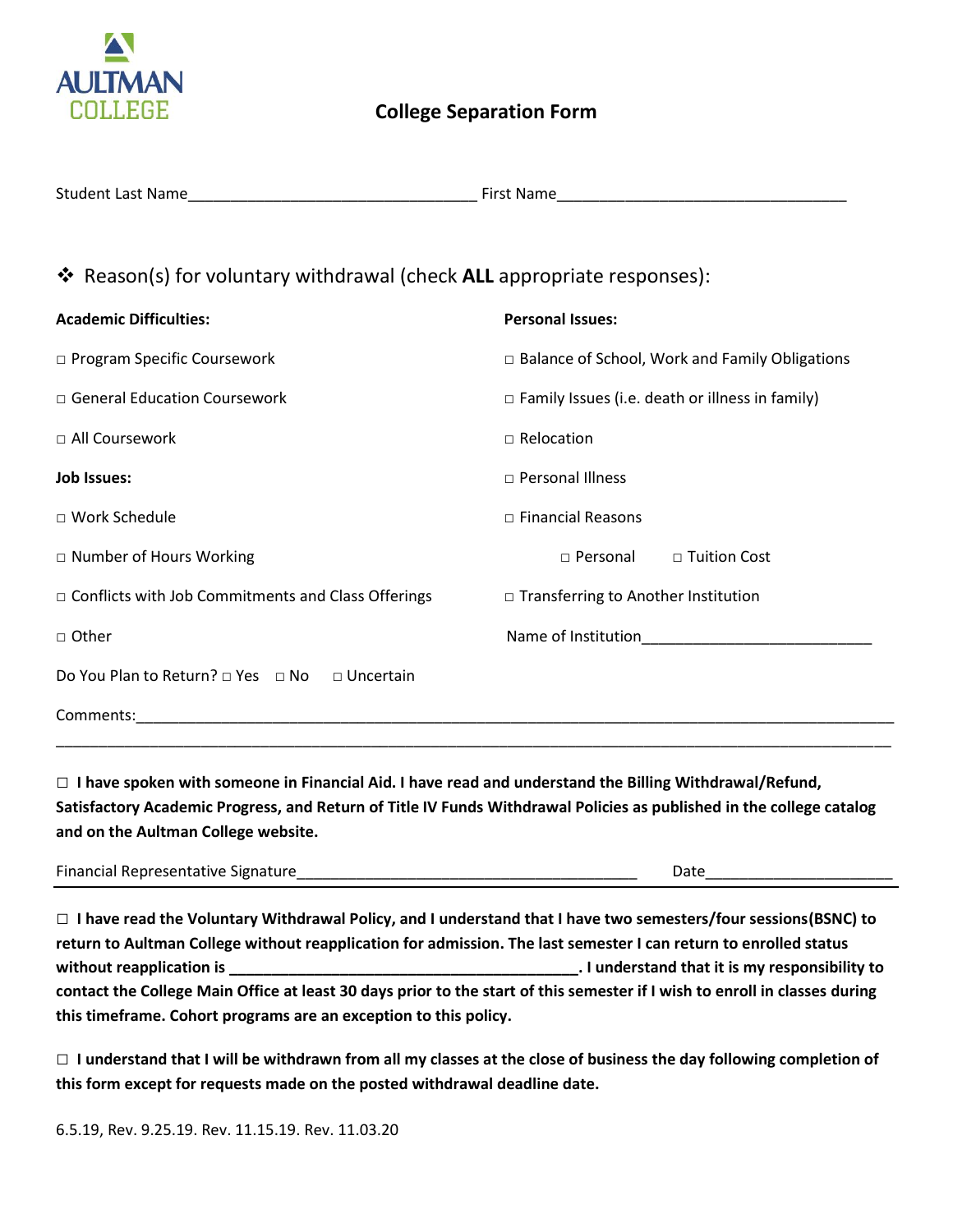AULTMAN COLLEGE

# College Separation Form

Student Last Name__________________________________ First Name__________________________________

❖ Reason(s) for voluntary withdrawal (check **ALL** appropriate responses):

**Academic Difficulties:**

□ Program Specific Coursework

□ General Education Coursework

□ All Coursework

**Job Issues:**

□ Work Schedule

□ Number of Hours Working

□ Conflicts with Job Commitments and Class Offerings

□ Other

**Personal Issues:**

□ Balance of School, Work and Family Obligations

□ Family Issues (i.e. death or illness in family)

□ Relocation

□ Personal Illness

□ Financial Reasons

  □ Personal  □ Tuition Cost

□ Transferring to Another Institution

Name of Institution___________________________

Do You Plan to Return? □ Yes □ No □ Uncertain

Comments:_____________________________________________________________________________________

_____________________________________________________________________________________________

□ **I have spoken with someone in Financial Aid. I have read and understand the Billing Withdrawal/Refund, Satisfactory Academic Progress, and Return of Title IV Funds Withdrawal Policies as published in the college catalog and on the Aultman College website.**

Financial Representative Signature________________________________________ Date______________________

□ **I have read the Voluntary Withdrawal Policy, and I understand that I have two semesters/four sessions(BSNC) to return to Aultman College without reapplication for admission. The last semester I can return to enrolled status without reapplication is __________________________________________. I understand that it is my responsibility to contact the College Main Office at least 30 days prior to the start of this semester if I wish to enroll in classes during this timeframe. Cohort programs are an exception to this policy.**

□ **I understand that I will be withdrawn from all my classes at the close of business the day following completion of this form except for requests made on the posted withdrawal deadline date.**

6.5.19, Rev. 9.25.19. Rev. 11.15.19. Rev. 11.03.20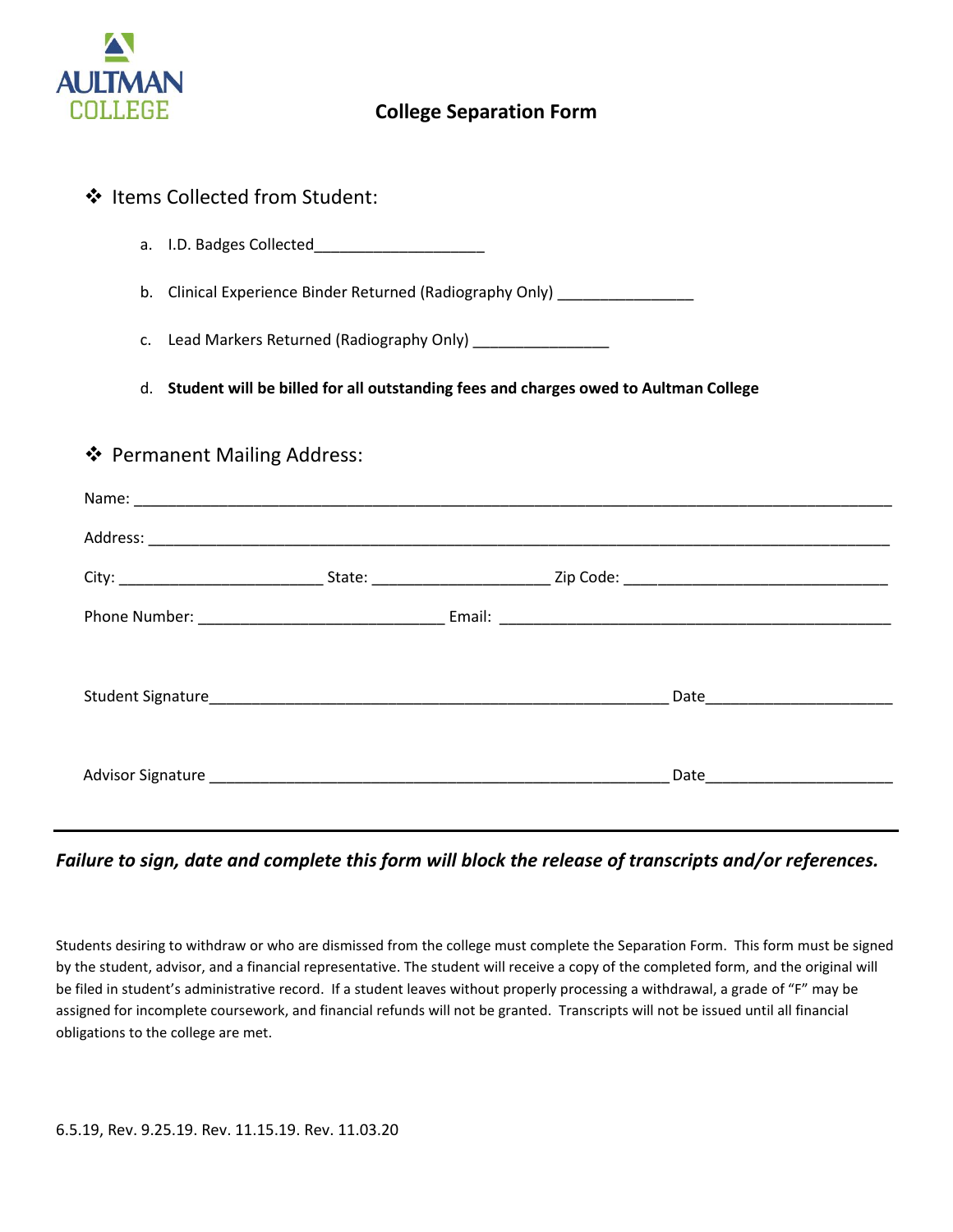AULTMAN COLLEGE

# College Separation Form

❖ Items Collected from Student:

a. I.D. Badges Collected____________________

b. Clinical Experience Binder Returned (Radiography Only) ________________

c. Lead Markers Returned (Radiography Only) ________________

d. **Student will be billed for all outstanding fees and charges owed to Aultman College**

❖ Permanent Mailing Address:

Name: ______________________________________________________________________________

Address: ____________________________________________________________________________

City: ________________________ State: _____________________ Zip Code: ______________________________

Phone Number: _____________________________ Email: _______________________________________________

Student Signature______________________________________________________ Date______________________

Advisor Signature ______________________________________________________ Date______________________

---

***Failure to sign, date and complete this form will block the release of transcripts and/or references.***

Students desiring to withdraw or who are dismissed from the college must complete the Separation Form. This form must be signed by the student, advisor, and a financial representative. The student will receive a copy of the completed form, and the original will be filed in student's administrative record. If a student leaves without properly processing a withdrawal, a grade of "F" may be assigned for incomplete coursework, and financial refunds will not be granted. Transcripts will not be issued until all financial obligations to the college are met.

6.5.19, Rev. 9.25.19. Rev. 11.15.19. Rev. 11.03.20